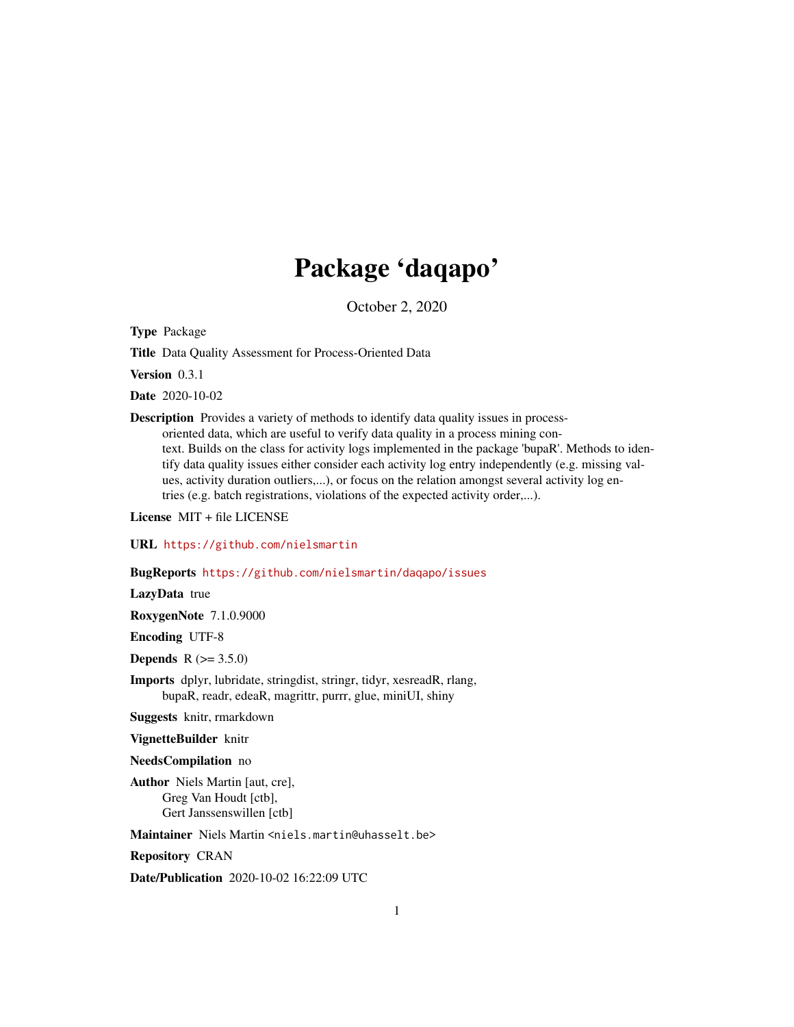# Package 'daqapo'

October 2, 2020

**Type** Package

**Title** Data Quality Assessment for Process-Oriented Data

**Version** 0.3.1

**Date** 2020-10-02

**Description** Provides a variety of methods to identify data quality issues in process-oriented data, which are useful to verify data quality in a process mining context. Builds on the class for activity logs implemented in the package 'bupaR'. Methods to identify data quality issues either consider each activity log entry independently (e.g. missing values, activity duration outliers,...), or focus on the relation amongst several activity log entries (e.g. batch registrations, violations of the expected activity order,...).

**License** MIT + file LICENSE

**URL** https://github.com/nielsmartin

**BugReports** https://github.com/nielsmartin/daqapo/issues

**LazyData** true

**RoxygenNote** 7.1.0.9000

**Encoding** UTF-8

**Depends** R (>= 3.5.0)

**Imports** dplyr, lubridate, stringdist, stringr, tidyr, xesreadR, rlang, bupaR, readr, edeaR, magrittr, purrr, glue, miniUI, shiny

**Suggests** knitr, rmarkdown

**VignetteBuilder** knitr

**NeedsCompilation** no

**Author** Niels Martin [aut, cre],
Greg Van Houdt [ctb],
Gert Janssenswillen [ctb]

**Maintainer** Niels Martin <niels.martin@uhasselt.be>

**Repository** CRAN

**Date/Publication** 2020-10-02 16:22:09 UTC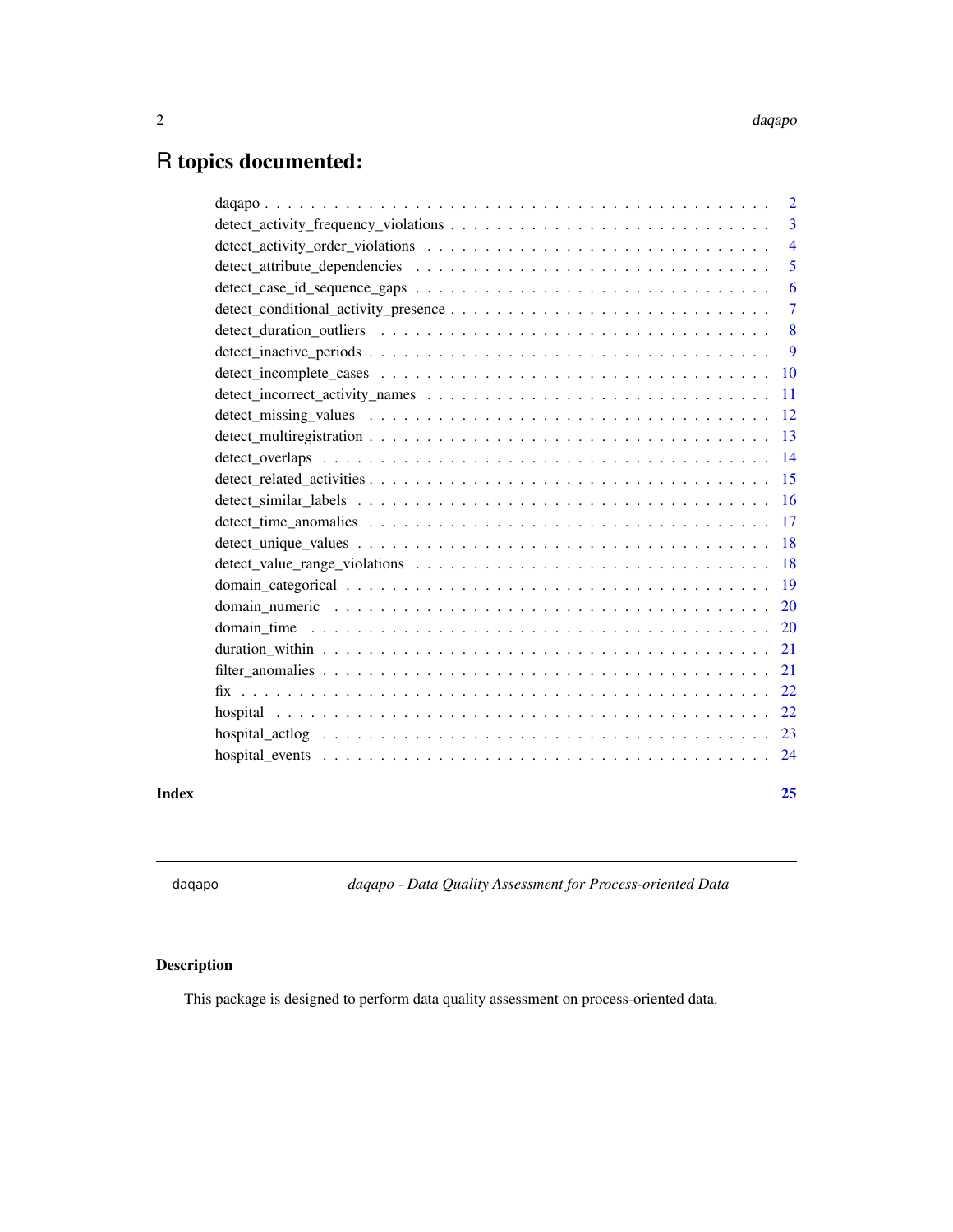# R topics documented:

daqapo . . . . . . . . . . . . . . . . . . . . . . . . . . . . . . . . . . . . . . . . . . 2
detect_activity_frequency_violations . . . . . . . . . . . . . . . . . . . . . . . . . . . 3
detect_activity_order_violations . . . . . . . . . . . . . . . . . . . . . . . . . . . . 4
detect_attribute_dependencies . . . . . . . . . . . . . . . . . . . . . . . . . . . . . 5
detect_case_id_sequence_gaps . . . . . . . . . . . . . . . . . . . . . . . . . . . . . 6
detect_conditional_activity_presence . . . . . . . . . . . . . . . . . . . . . . . . . . 7
detect_duration_outliers . . . . . . . . . . . . . . . . . . . . . . . . . . . . . . . . 8
detect_inactive_periods . . . . . . . . . . . . . . . . . . . . . . . . . . . . . . . . . 9
detect_incomplete_cases . . . . . . . . . . . . . . . . . . . . . . . . . . . . . . . . 10
detect_incorrect_activity_names . . . . . . . . . . . . . . . . . . . . . . . . . . . . 11
detect_missing_values . . . . . . . . . . . . . . . . . . . . . . . . . . . . . . . . . 12
detect_multiregistration . . . . . . . . . . . . . . . . . . . . . . . . . . . . . . . . 13
detect_overlaps . . . . . . . . . . . . . . . . . . . . . . . . . . . . . . . . . . . . 14
detect_related_activities . . . . . . . . . . . . . . . . . . . . . . . . . . . . . . . . 15
detect_similar_labels . . . . . . . . . . . . . . . . . . . . . . . . . . . . . . . . . 16
detect_time_anomalies . . . . . . . . . . . . . . . . . . . . . . . . . . . . . . . . . 17
detect_unique_values . . . . . . . . . . . . . . . . . . . . . . . . . . . . . . . . . . 18
detect_value_range_violations . . . . . . . . . . . . . . . . . . . . . . . . . . . . . 18
domain_categorical . . . . . . . . . . . . . . . . . . . . . . . . . . . . . . . . . . . 19
domain_numeric . . . . . . . . . . . . . . . . . . . . . . . . . . . . . . . . . . . . 20
domain_time . . . . . . . . . . . . . . . . . . . . . . . . . . . . . . . . . . . . . . 20
duration_within . . . . . . . . . . . . . . . . . . . . . . . . . . . . . . . . . . . . . 21
filter_anomalies . . . . . . . . . . . . . . . . . . . . . . . . . . . . . . . . . . . . . 21
fix . . . . . . . . . . . . . . . . . . . . . . . . . . . . . . . . . . . . . . . . . . . . 22
hospital . . . . . . . . . . . . . . . . . . . . . . . . . . . . . . . . . . . . . . . . . 22
hospital_actlog . . . . . . . . . . . . . . . . . . . . . . . . . . . . . . . . . . . . . 23
hospital_events . . . . . . . . . . . . . . . . . . . . . . . . . . . . . . . . . . . . . 24

**Index** **25**

---

daqapo — *daqapo - Data Quality Assessment for Process-oriented Data*

---

### Description

This package is designed to perform data quality assessment on process-oriented data.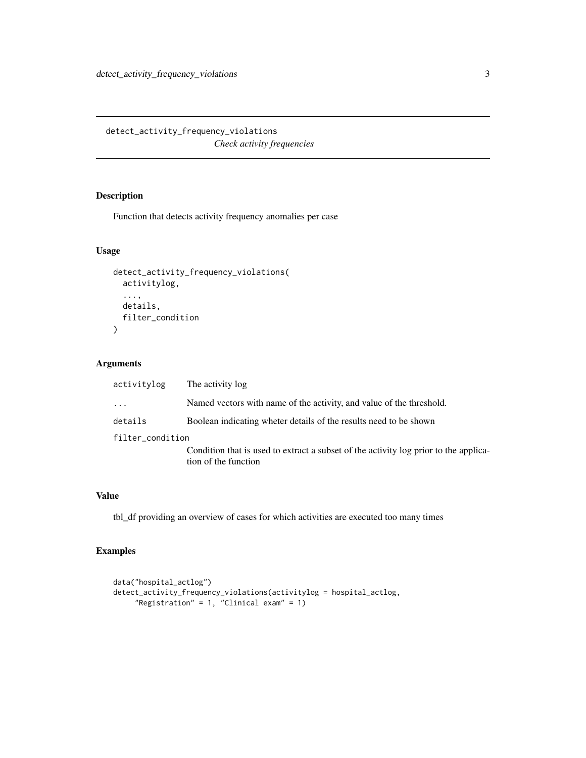## detect_activity_frequency_violations

*Check activity frequencies*

### Description

Function that detects activity frequency anomalies per case

### Usage

```
detect_activity_frequency_violations(
  activitylog,
  ...,
  details,
  filter_condition
)
```

### Arguments

| | |
|---|---|
| `activitylog` | The activity log |
| `...` | Named vectors with name of the activity, and value of the threshold. |
| `details` | Boolean indicating wheter details of the results need to be shown |
| `filter_condition` | Condition that is used to extract a subset of the activity log prior to the application of the function |

### Value

tbl_df providing an overview of cases for which activities are executed too many times

### Examples

```
data("hospital_actlog")
detect_activity_frequency_violations(activitylog = hospital_actlog,
     "Registration" = 1, "Clinical exam" = 1)
```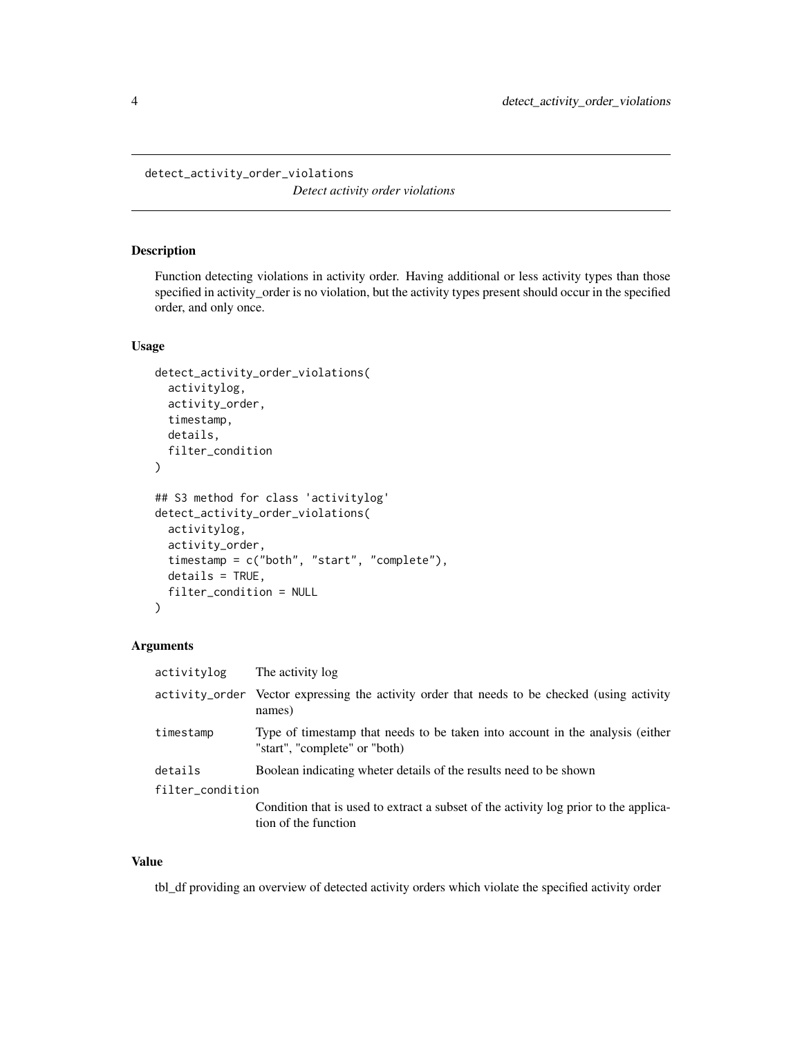## detect_activity_order_violations

*Detect activity order violations*

### Description

Function detecting violations in activity order. Having additional or less activity types than those specified in activity_order is no violation, but the activity types present should occur in the specified order, and only once.

### Usage

```
detect_activity_order_violations(
  activitylog,
  activity_order,
  timestamp,
  details,
  filter_condition
)

## S3 method for class 'activitylog'
detect_activity_order_violations(
  activitylog,
  activity_order,
  timestamp = c("both", "start", "complete"),
  details = TRUE,
  filter_condition = NULL
)
```

### Arguments

| | |
|---|---|
| activitylog | The activity log |
| activity_order | Vector expressing the activity order that needs to be checked (using activity names) |
| timestamp | Type of timestamp that needs to be taken into account in the analysis (either "start", "complete" or "both) |
| details | Boolean indicating wheter details of the results need to be shown |
| filter_condition | Condition that is used to extract a subset of the activity log prior to the application of the function |

### Value

tbl_df providing an overview of detected activity orders which violate the specified activity order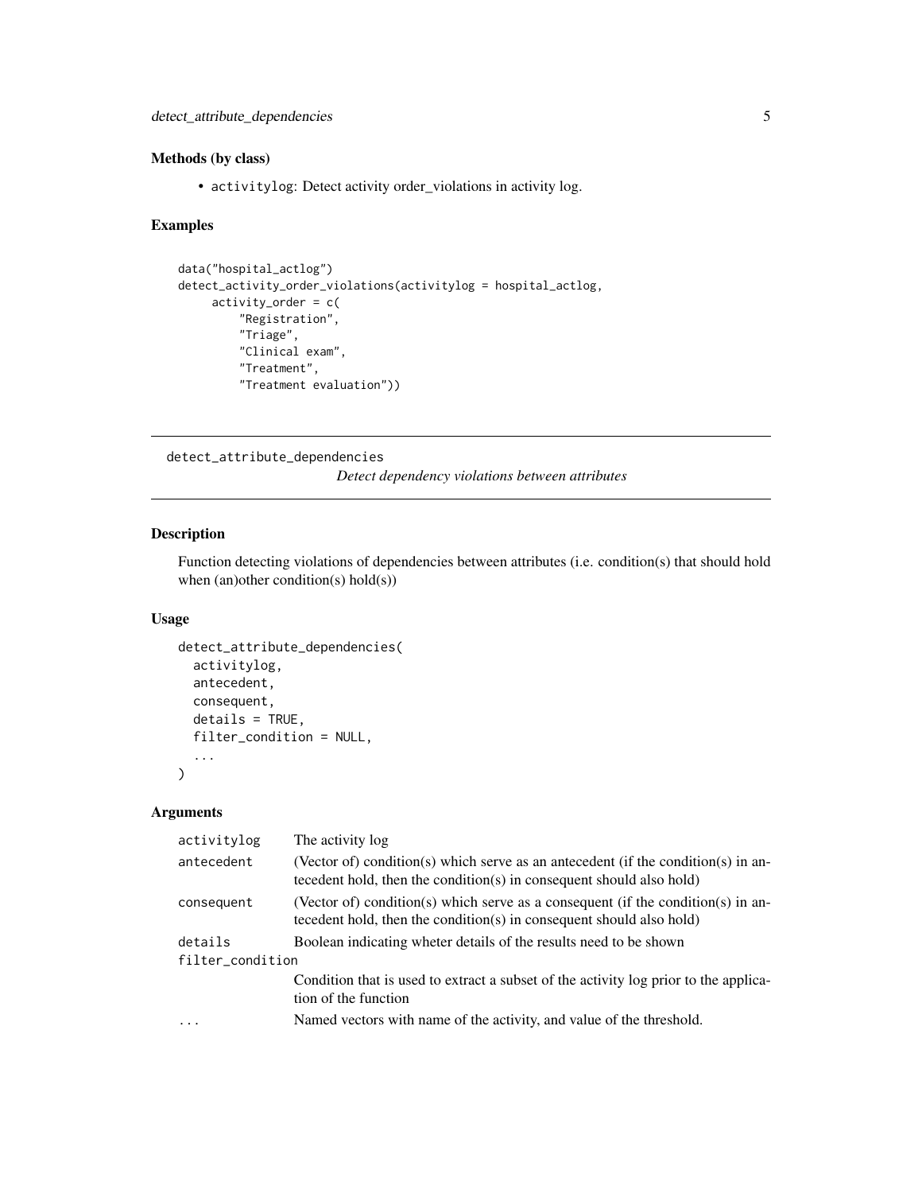### Methods (by class)

- `activitylog`: Detect activity order_violations in activity log.

### Examples

```
data("hospital_actlog")
detect_activity_order_violations(activitylog = hospital_actlog,
     activity_order = c(
          "Registration",
          "Triage",
          "Clinical exam",
          "Treatment",
          "Treatment evaluation"))
```

---

## detect_attribute_dependencies

*Detect dependency violations between attributes*

### Description

Function detecting violations of dependencies between attributes (i.e. condition(s) that should hold when (an)other condition(s) hold(s))

### Usage

```
detect_attribute_dependencies(
  activitylog,
  antecedent,
  consequent,
  details = TRUE,
  filter_condition = NULL,
  ...
)
```

### Arguments

| | |
|---|---|
| activitylog | The activity log |
| antecedent | (Vector of) condition(s) which serve as an antecedent (if the condition(s) in antecedent hold, then the condition(s) in consequent should also hold) |
| consequent | (Vector of) condition(s) which serve as a consequent (if the condition(s) in antecedent hold, then the condition(s) in consequent should also hold) |
| details | Boolean indicating wheter details of the results need to be shown |
| filter_condition | Condition that is used to extract a subset of the activity log prior to the application of the function |
| ... | Named vectors with name of the activity, and value of the threshold. |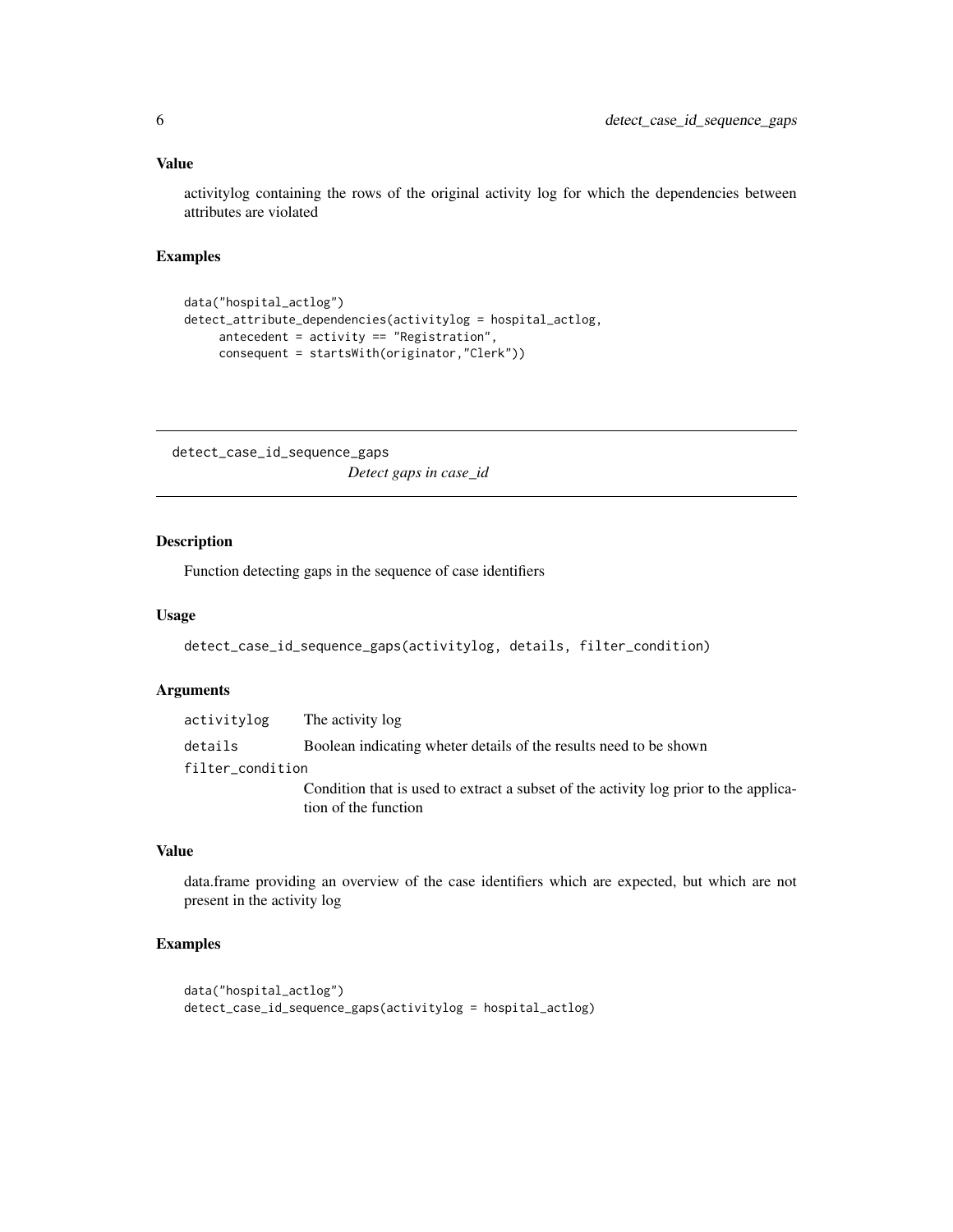### Value

activitylog containing the rows of the original activity log for which the dependencies between attributes are violated

### Examples

```
data("hospital_actlog")
detect_attribute_dependencies(activitylog = hospital_actlog,
     antecedent = activity == "Registration",
     consequent = startsWith(originator,"Clerk"))
```

---

## detect_case_id_sequence_gaps

*Detect gaps in case_id*

---

### Description

Function detecting gaps in the sequence of case identifiers

### Usage

```
detect_case_id_sequence_gaps(activitylog, details, filter_condition)
```

### Arguments

| | |
|---|---|
| `activitylog` | The activity log |
| `details` | Boolean indicating wheter details of the results need to be shown |
| `filter_condition` | Condition that is used to extract a subset of the activity log prior to the application of the function |

### Value

data.frame providing an overview of the case identifiers which are expected, but which are not present in the activity log

### Examples

```
data("hospital_actlog")
detect_case_id_sequence_gaps(activitylog = hospital_actlog)
```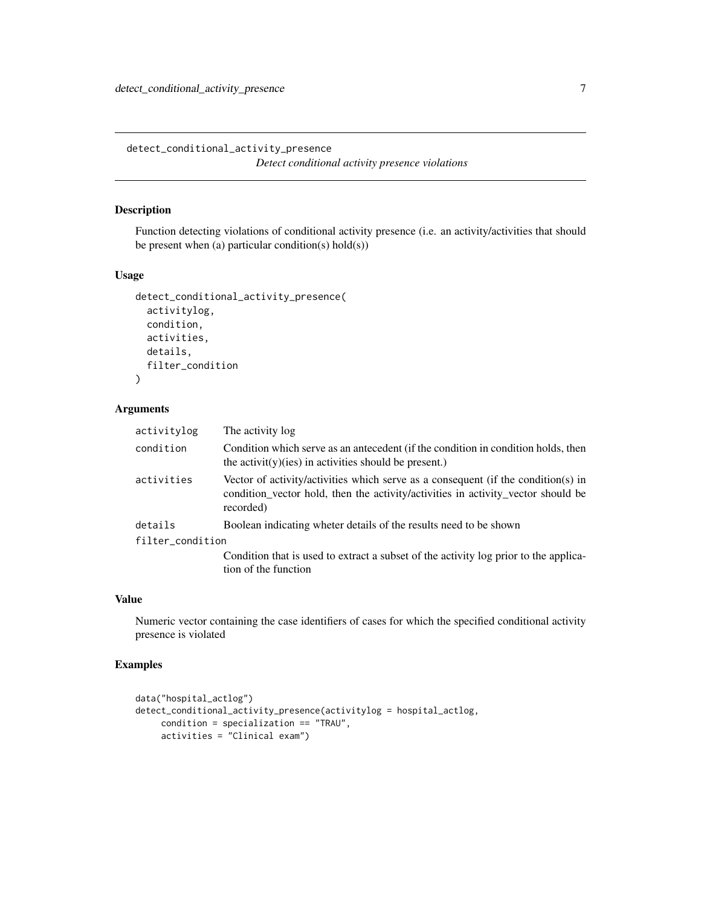## detect_conditional_activity_presence

*Detect conditional activity presence violations*

### Description

Function detecting violations of conditional activity presence (i.e. an activity/activities that should be present when (a) particular condition(s) hold(s))

### Usage

```
detect_conditional_activity_presence(
  activitylog,
  condition,
  activities,
  details,
  filter_condition
)
```

### Arguments

| | |
|---|---|
| activitylog | The activity log |
| condition | Condition which serve as an antecedent (if the condition in condition holds, then the activit(y)(ies) in activities should be present.) |
| activities | Vector of activity/activities which serve as a consequent (if the condition(s) in condition_vector hold, then the activity/activities in activity_vector should be recorded) |
| details | Boolean indicating wheter details of the results need to be shown |
| filter_condition | Condition that is used to extract a subset of the activity log prior to the application of the function |

### Value

Numeric vector containing the case identifiers of cases for which the specified conditional activity presence is violated

### Examples

```
data("hospital_actlog")
detect_conditional_activity_presence(activitylog = hospital_actlog,
     condition = specialization == "TRAU",
     activities = "Clinical exam")
```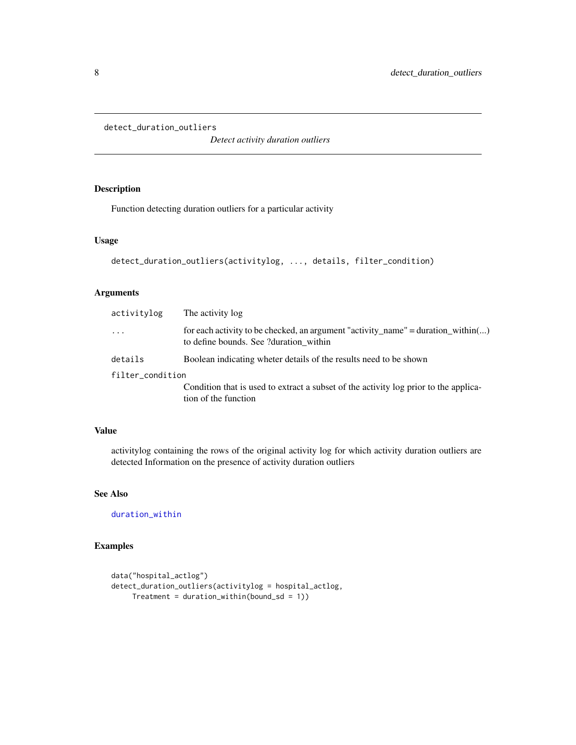detect_duration_outliers

*Detect activity duration outliers*

## Description

Function detecting duration outliers for a particular activity

## Usage

```
detect_duration_outliers(activitylog, ..., details, filter_condition)
```

## Arguments

| | |
|---|---|
| activitylog | The activity log |
| ... | for each activity to be checked, an argument "activity_name" = duration_within(...) to define bounds. See ?duration_within |
| details | Boolean indicating wheter details of the results need to be shown |
| filter_condition | Condition that is used to extract a subset of the activity log prior to the application of the function |

## Value

activitylog containing the rows of the original activity log for which activity duration outliers are detected Information on the presence of activity duration outliers

## See Also

duration_within

## Examples

```
data("hospital_actlog")
detect_duration_outliers(activitylog = hospital_actlog,
     Treatment = duration_within(bound_sd = 1))
```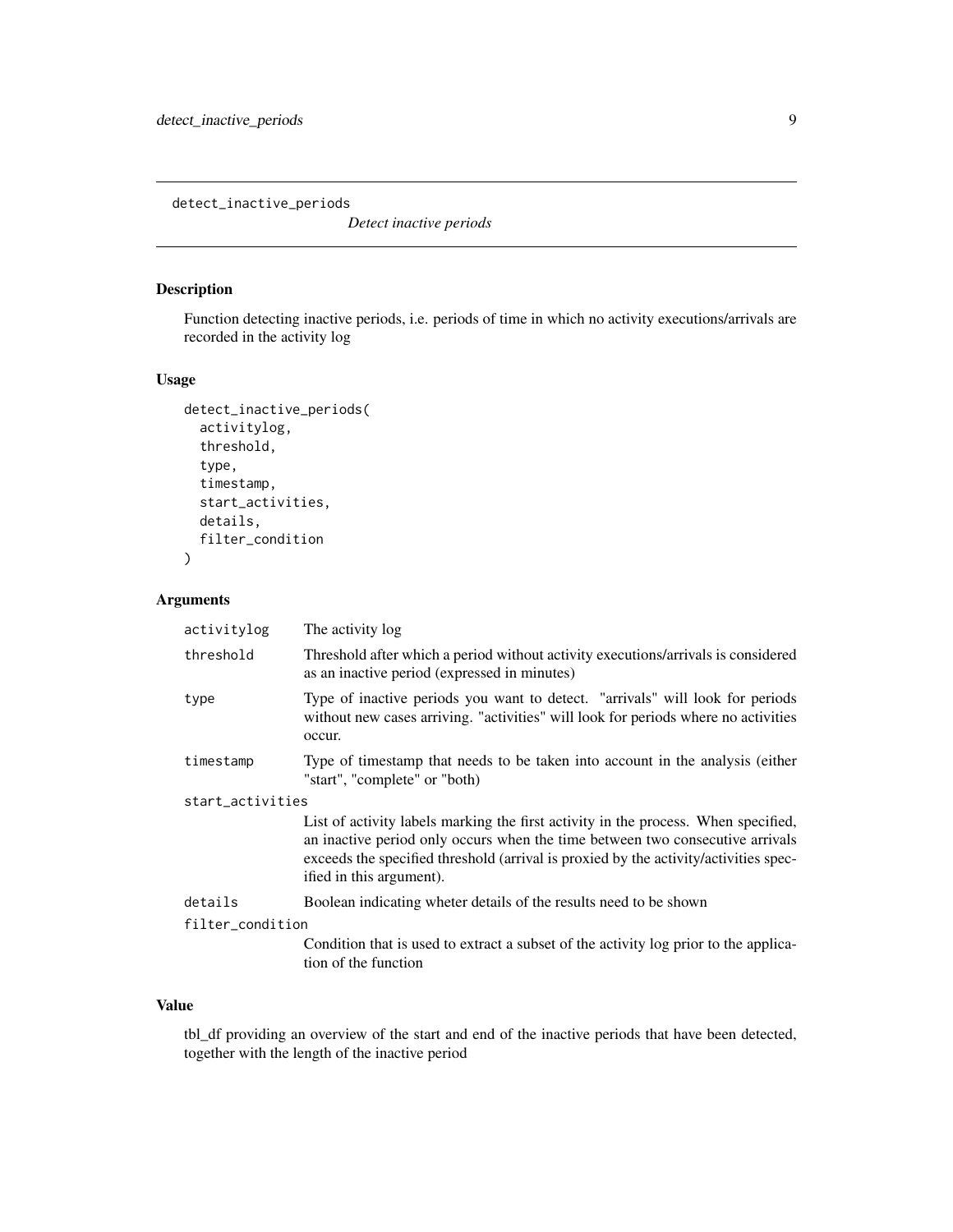detect_inactive_periods

*Detect inactive periods*

## Description

Function detecting inactive periods, i.e. periods of time in which no activity executions/arrivals are recorded in the activity log

## Usage

```
detect_inactive_periods(
  activitylog,
  threshold,
  type,
  timestamp,
  start_activities,
  details,
  filter_condition
)
```

## Arguments

| Argument | Description |
|---|---|
| activitylog | The activity log |
| threshold | Threshold after which a period without activity executions/arrivals is considered as an inactive period (expressed in minutes) |
| type | Type of inactive periods you want to detect. "arrivals" will look for periods without new cases arriving. "activities" will look for periods where no activities occur. |
| timestamp | Type of timestamp that needs to be taken into account in the analysis (either "start", "complete" or "both) |
| start_activities | List of activity labels marking the first activity in the process. When specified, an inactive period only occurs when the time between two consecutive arrivals exceeds the specified threshold (arrival is proxied by the activity/activities specified in this argument). |
| details | Boolean indicating wheter details of the results need to be shown |
| filter_condition | Condition that is used to extract a subset of the activity log prior to the application of the function |

## Value

tbl_df providing an overview of the start and end of the inactive periods that have been detected, together with the length of the inactive period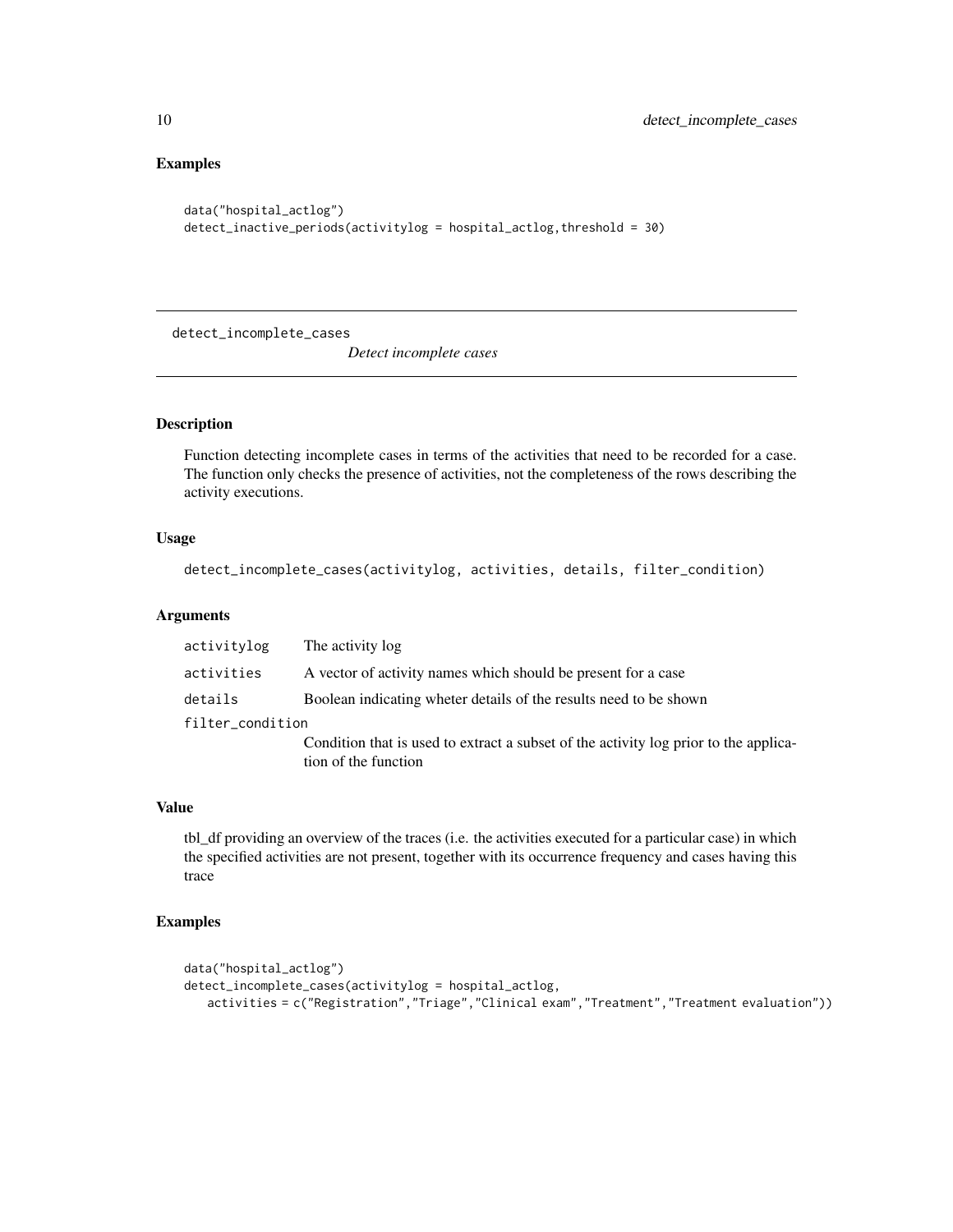## Examples

```
data("hospital_actlog")
detect_inactive_periods(activitylog = hospital_actlog,threshold = 30)
```

---

## detect_incomplete_cases

*Detect incomplete cases*

---

### Description

Function detecting incomplete cases in terms of the activities that need to be recorded for a case. The function only checks the presence of activities, not the completeness of the rows describing the activity executions.

### Usage

```
detect_incomplete_cases(activitylog, activities, details, filter_condition)
```

### Arguments

| | |
|---|---|
| activitylog | The activity log |
| activities | A vector of activity names which should be present for a case |
| details | Boolean indicating wheter details of the results need to be shown |
| filter_condition | Condition that is used to extract a subset of the activity log prior to the application of the function |

### Value

tbl_df providing an overview of the traces (i.e. the activities executed for a particular case) in which the specified activities are not present, together with its occurrence frequency and cases having this trace

### Examples

```
data("hospital_actlog")
detect_incomplete_cases(activitylog = hospital_actlog,
    activities = c("Registration","Triage","Clinical exam","Treatment","Treatment evaluation"))
```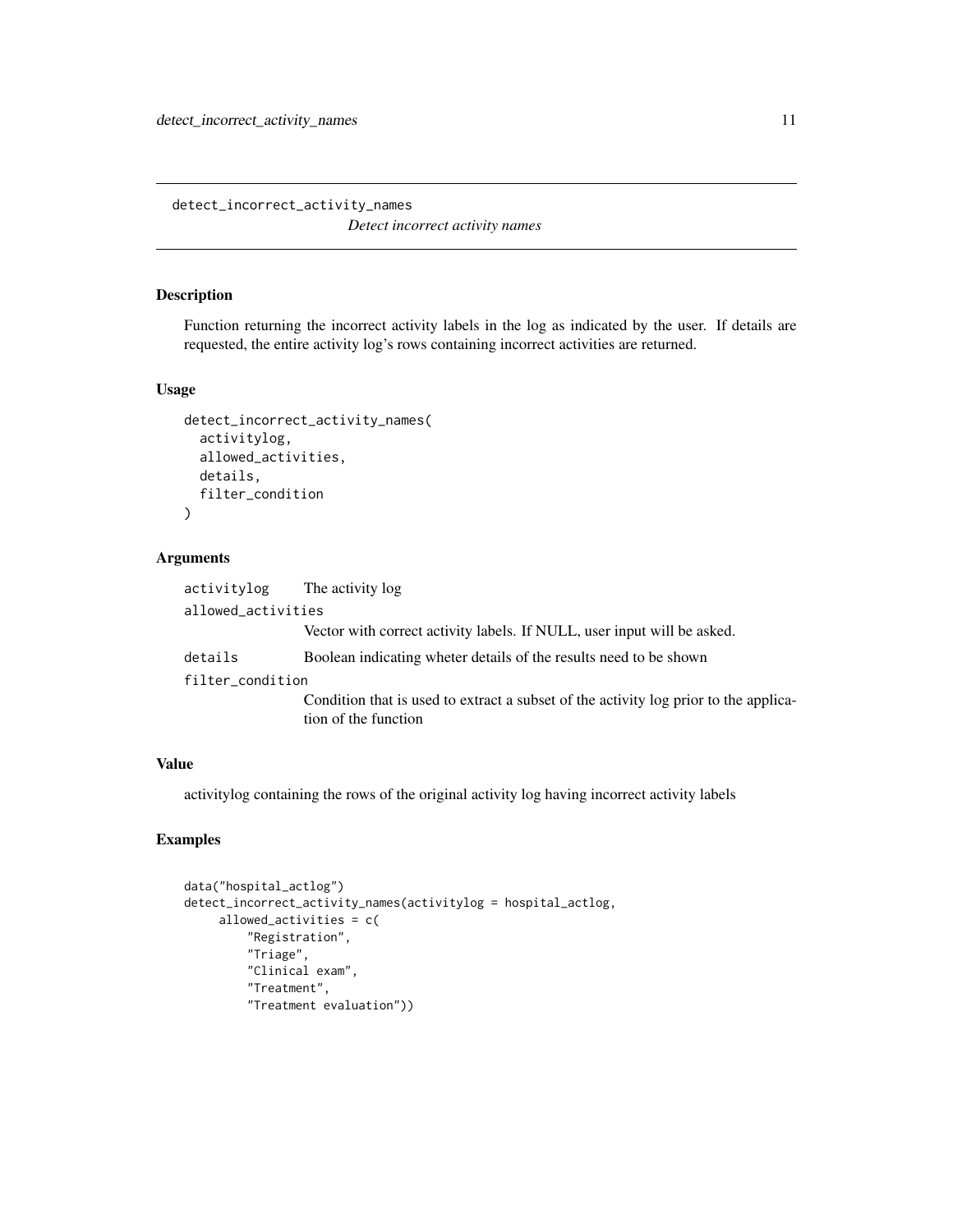# detect_incorrect_activity_names

*Detect incorrect activity names*

## Description

Function returning the incorrect activity labels in the log as indicated by the user. If details are requested, the entire activity log's rows containing incorrect activities are returned.

## Usage

```
detect_incorrect_activity_names(
  activitylog,
  allowed_activities,
  details,
  filter_condition
)
```

## Arguments

| | |
|---|---|
| activitylog | The activity log |
| allowed_activities | Vector with correct activity labels. If NULL, user input will be asked. |
| details | Boolean indicating wheter details of the results need to be shown |
| filter_condition | Condition that is used to extract a subset of the activity log prior to the application of the function |

## Value

activitylog containing the rows of the original activity log having incorrect activity labels

## Examples

```
data("hospital_actlog")
detect_incorrect_activity_names(activitylog = hospital_actlog,
     allowed_activities = c(
         "Registration",
         "Triage",
         "Clinical exam",
         "Treatment",
         "Treatment evaluation"))
```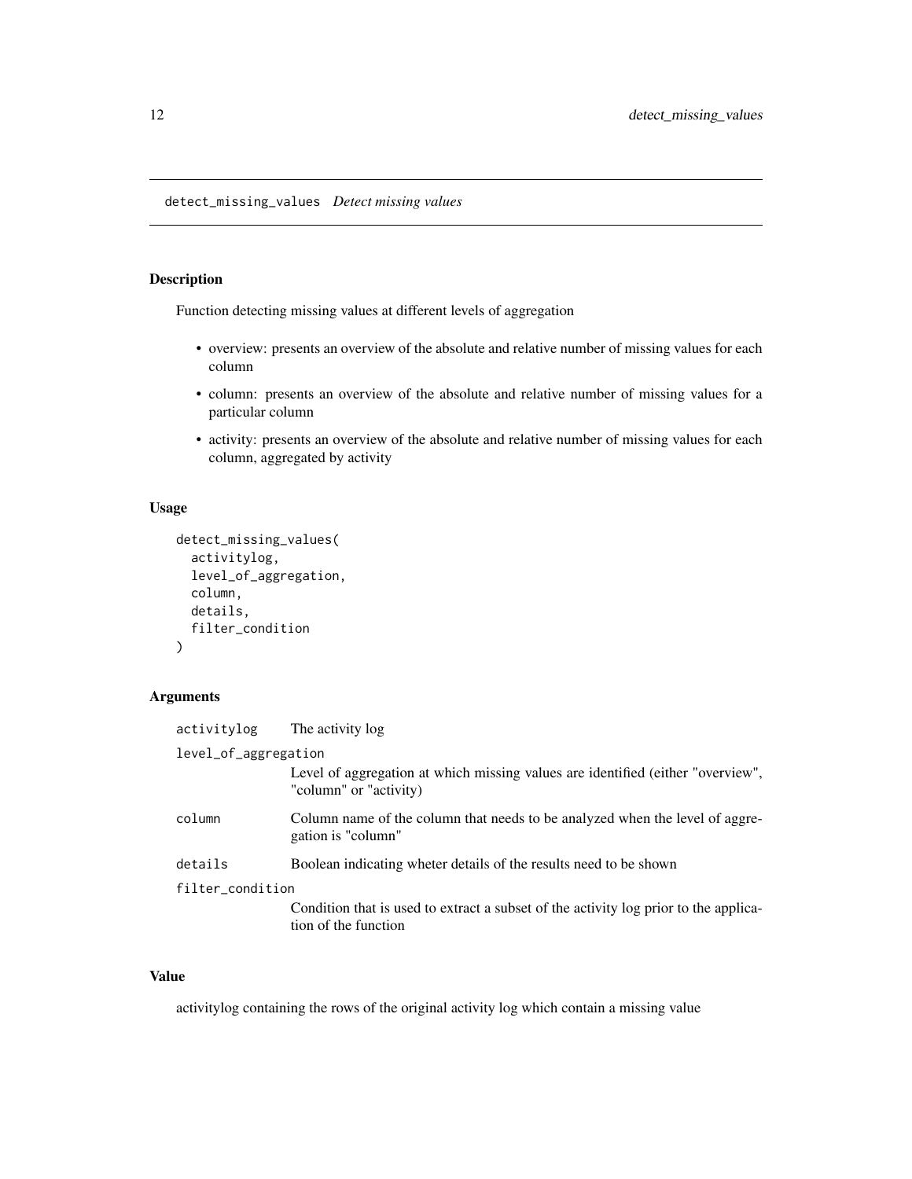## detect_missing_values *Detect missing values*

### Description

Function detecting missing values at different levels of aggregation

- overview: presents an overview of the absolute and relative number of missing values for each column
- column: presents an overview of the absolute and relative number of missing values for a particular column
- activity: presents an overview of the absolute and relative number of missing values for each column, aggregated by activity

### Usage

```
detect_missing_values(
  activitylog,
  level_of_aggregation,
  column,
  details,
  filter_condition
)
```

### Arguments

| | |
|---|---|
| activitylog | The activity log |
| level_of_aggregation | Level of aggregation at which missing values are identified (either "overview", "column" or "activity) |
| column | Column name of the column that needs to be analyzed when the level of aggregation is "column" |
| details | Boolean indicating wheter details of the results need to be shown |
| filter_condition | Condition that is used to extract a subset of the activity log prior to the application of the function |

### Value

activitylog containing the rows of the original activity log which contain a missing value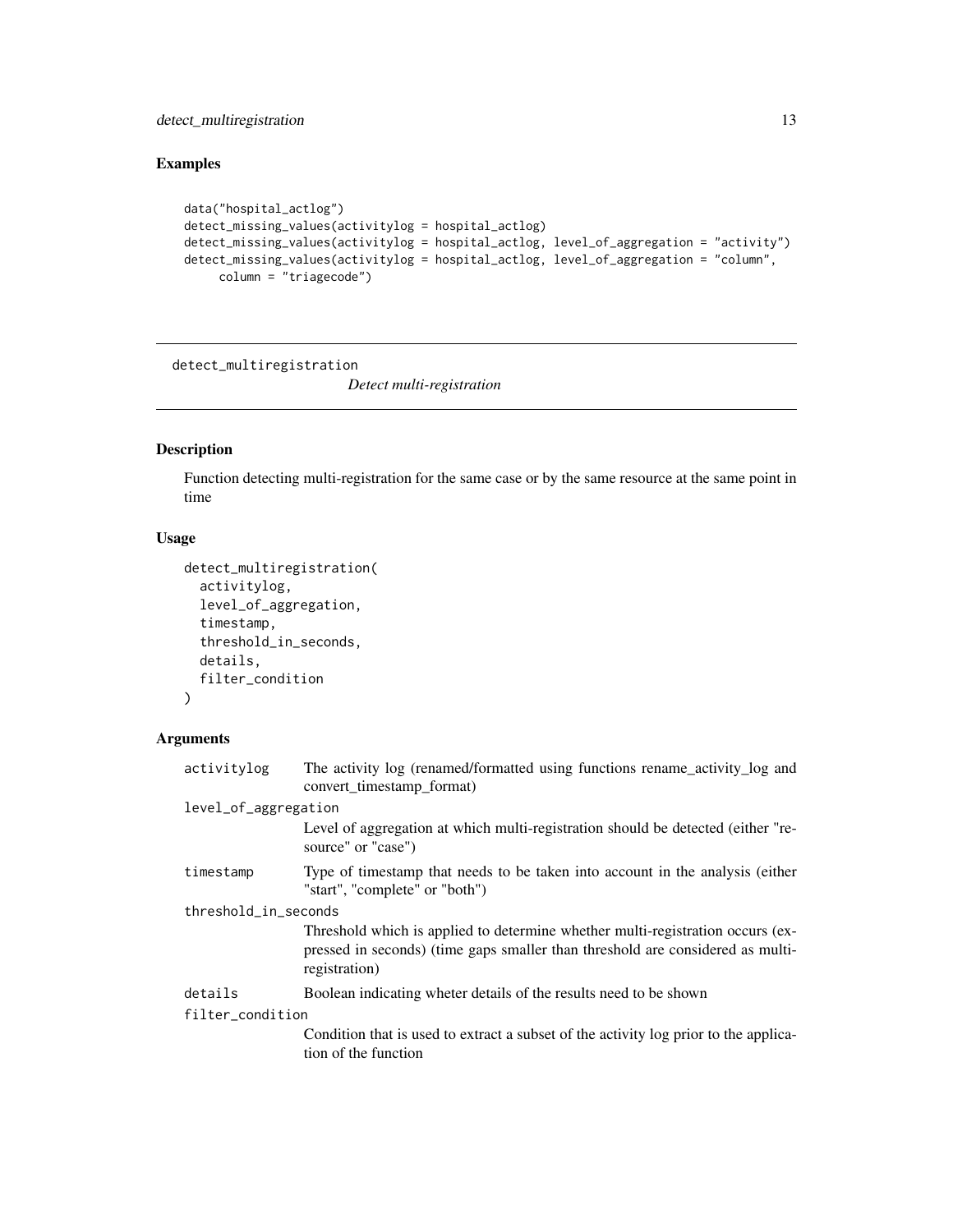## Examples

```
data("hospital_actlog")
detect_missing_values(activitylog = hospital_actlog)
detect_missing_values(activitylog = hospital_actlog, level_of_aggregation = "activity")
detect_missing_values(activitylog = hospital_actlog, level_of_aggregation = "column",
     column = "triagecode")
```

---

# detect_multiregistration    *Detect multi-registration*

## Description

Function detecting multi-registration for the same case or by the same resource at the same point in time

## Usage

```
detect_multiregistration(
  activitylog,
  level_of_aggregation,
  timestamp,
  threshold_in_seconds,
  details,
  filter_condition
)
```

## Arguments

| | |
|---|---|
| `activitylog` | The activity log (renamed/formatted using functions rename_activity_log and convert_timestamp_format) |
| `level_of_aggregation` | Level of aggregation at which multi-registration should be detected (either "resource" or "case") |
| `timestamp` | Type of timestamp that needs to be taken into account in the analysis (either "start", "complete" or "both") |
| `threshold_in_seconds` | Threshold which is applied to determine whether multi-registration occurs (expressed in seconds) (time gaps smaller than threshold are considered as multi-registration) |
| `details` | Boolean indicating wheter details of the results need to be shown |
| `filter_condition` | Condition that is used to extract a subset of the activity log prior to the application of the function |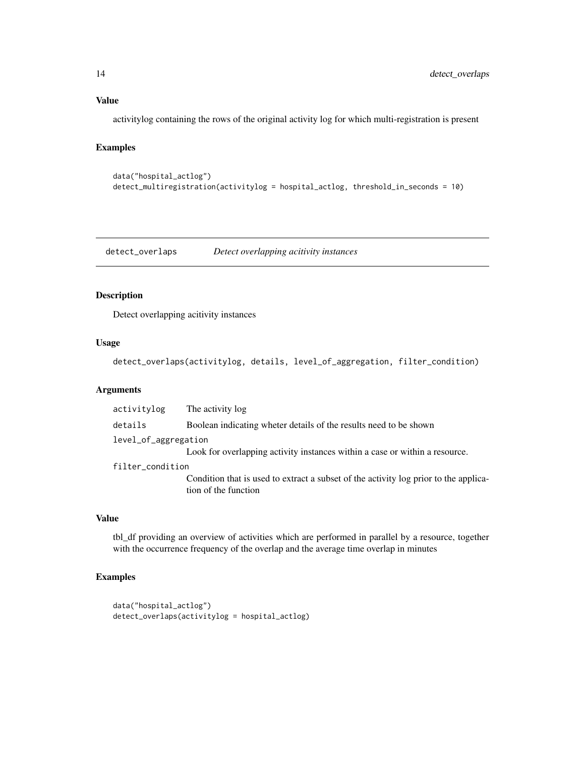### Value

activitylog containing the rows of the original activity log for which multi-registration is present

### Examples

```
data("hospital_actlog")
detect_multiregistration(activitylog = hospital_actlog, threshold_in_seconds = 10)
```

---

## detect_overlaps    *Detect overlapping acitivity instances*

---

### Description

Detect overlapping acitivity instances

### Usage

```
detect_overlaps(activitylog, details, level_of_aggregation, filter_condition)
```

### Arguments

| | |
|---|---|
| activitylog | The activity log |
| details | Boolean indicating wheter details of the results need to be shown |
| level_of_aggregation | Look for overlapping activity instances within a case or within a resource. |
| filter_condition | Condition that is used to extract a subset of the activity log prior to the application of the function |

### Value

tbl_df providing an overview of activities which are performed in parallel by a resource, together with the occurrence frequency of the overlap and the average time overlap in minutes

### Examples

```
data("hospital_actlog")
detect_overlaps(activitylog = hospital_actlog)
```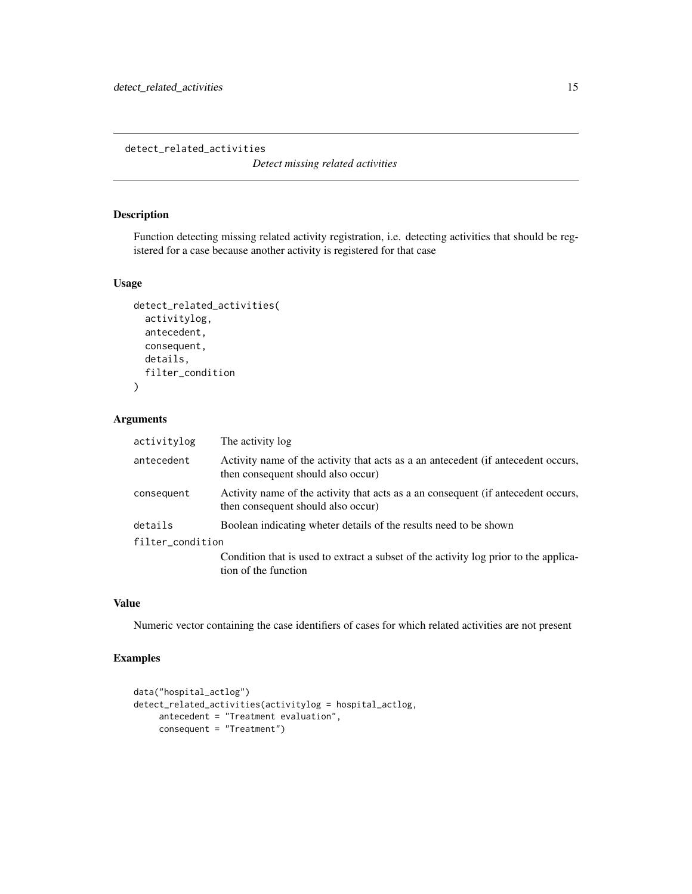`detect_related_activities` *Detect missing related activities*

## Description

Function detecting missing related activity registration, i.e. detecting activities that should be registered for a case because another activity is registered for that case

## Usage

```
detect_related_activities(
  activitylog,
  antecedent,
  consequent,
  details,
  filter_condition
)
```

## Arguments

| | |
|---|---|
| `activitylog` | The activity log |
| `antecedent` | Activity name of the activity that acts as a an antecedent (if antecedent occurs, then consequent should also occur) |
| `consequent` | Activity name of the activity that acts as a an consequent (if antecedent occurs, then consequent should also occur) |
| `details` | Boolean indicating wheter details of the results need to be shown |
| `filter_condition` | Condition that is used to extract a subset of the activity log prior to the application of the function |

## Value

Numeric vector containing the case identifiers of cases for which related activities are not present

## Examples

```
data("hospital_actlog")
detect_related_activities(activitylog = hospital_actlog,
     antecedent = "Treatment evaluation",
     consequent = "Treatment")
```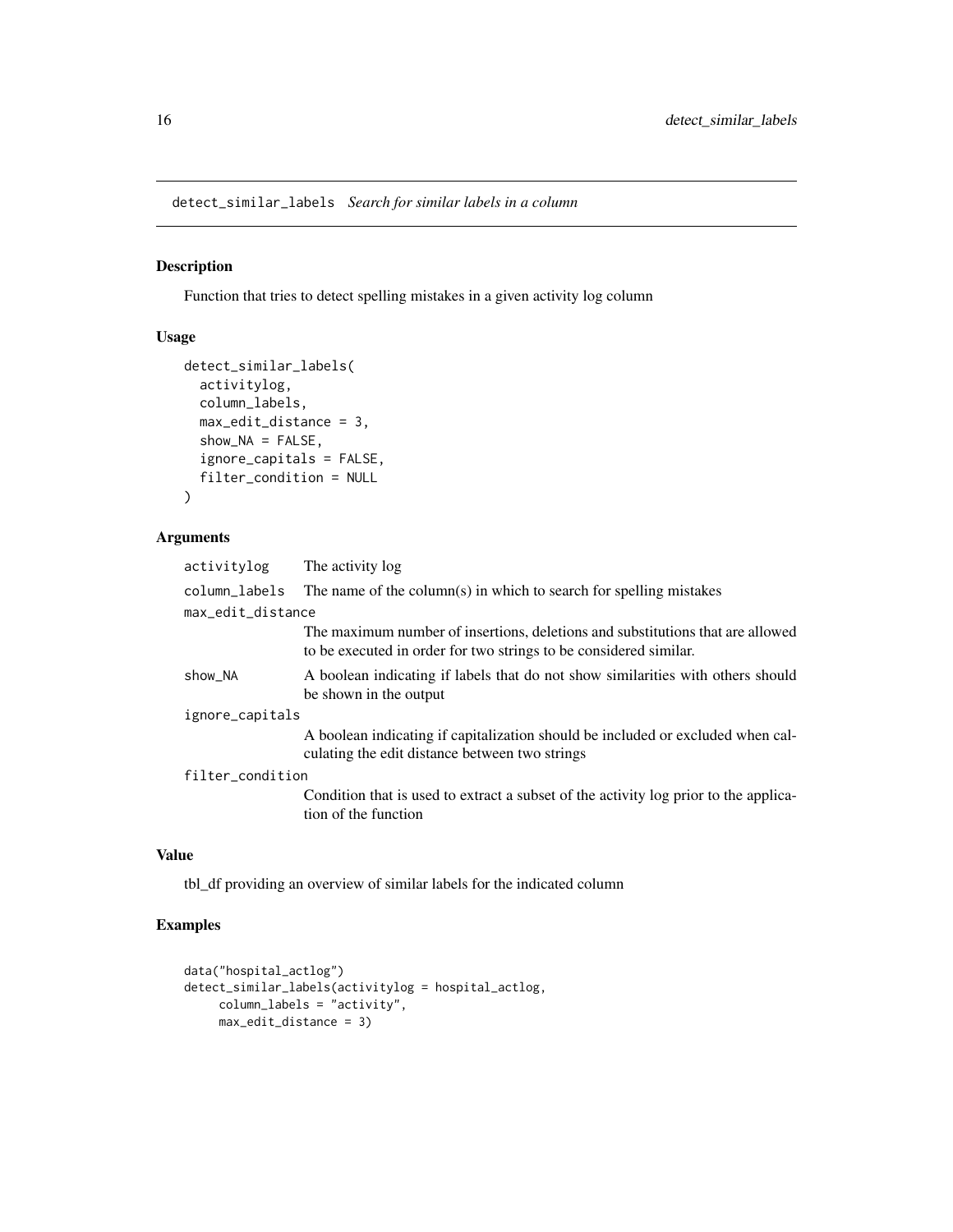detect_similar_labels *Search for similar labels in a column*

## Description

Function that tries to detect spelling mistakes in a given activity log column

## Usage

```
detect_similar_labels(
  activitylog,
  column_labels,
  max_edit_distance = 3,
  show_NA = FALSE,
  ignore_capitals = FALSE,
  filter_condition = NULL
)
```

## Arguments

| Argument | Description |
|---|---|
| activitylog | The activity log |
| column_labels | The name of the column(s) in which to search for spelling mistakes |
| max_edit_distance | The maximum number of insertions, deletions and substitutions that are allowed to be executed in order for two strings to be considered similar. |
| show_NA | A boolean indicating if labels that do not show similarities with others should be shown in the output |
| ignore_capitals | A boolean indicating if capitalization should be included or excluded when calculating the edit distance between two strings |
| filter_condition | Condition that is used to extract a subset of the activity log prior to the application of the function |

## Value

tbl_df providing an overview of similar labels for the indicated column

## Examples

```
data("hospital_actlog")
detect_similar_labels(activitylog = hospital_actlog,
     column_labels = "activity",
     max_edit_distance = 3)
```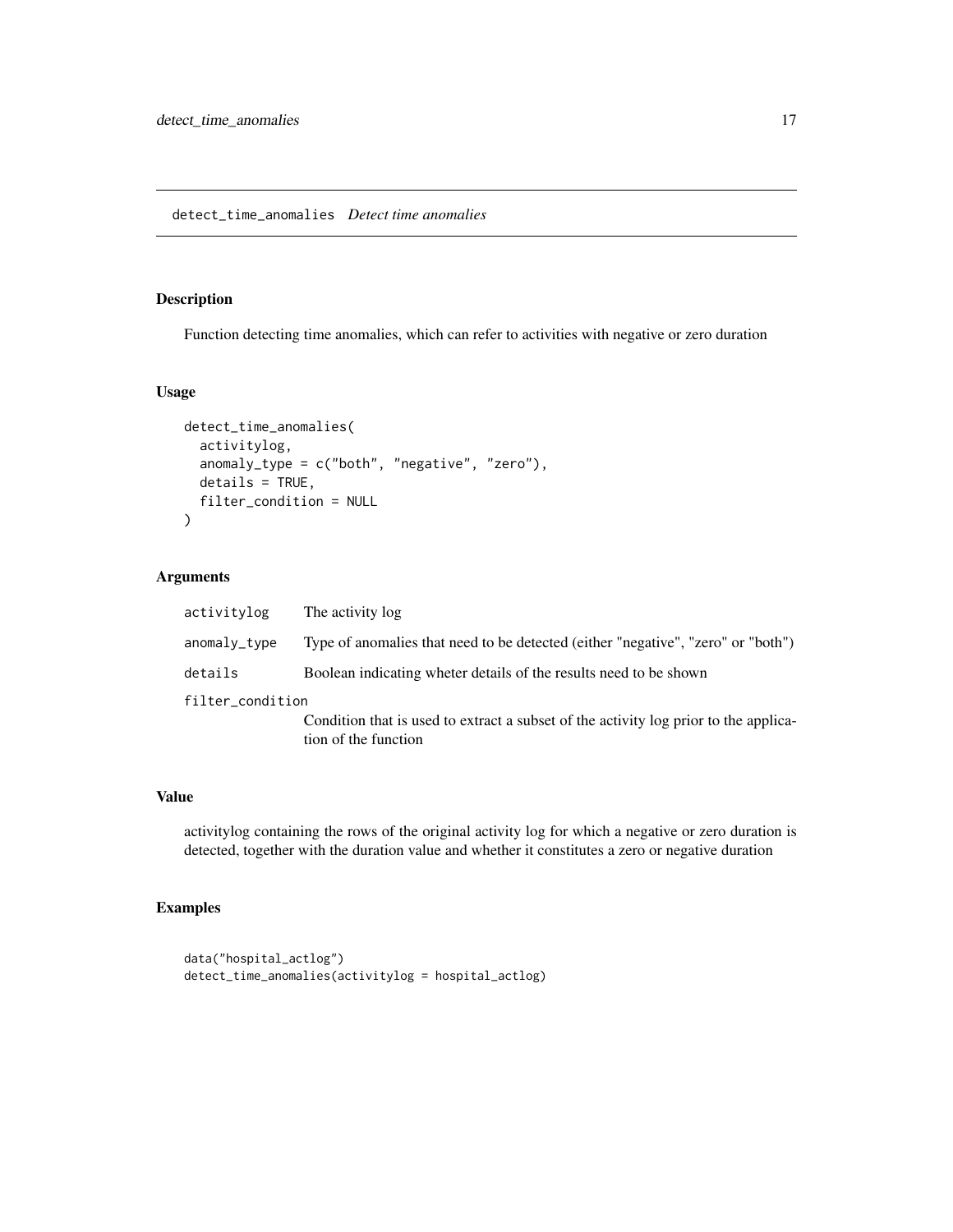## detect_time_anomalies *Detect time anomalies*

### Description

Function detecting time anomalies, which can refer to activities with negative or zero duration

### Usage

```
detect_time_anomalies(
  activitylog,
  anomaly_type = c("both", "negative", "zero"),
  details = TRUE,
  filter_condition = NULL
)
```

### Arguments

| | |
|---|---|
| `activitylog` | The activity log |
| `anomaly_type` | Type of anomalies that need to be detected (either "negative", "zero" or "both") |
| `details` | Boolean indicating wheter details of the results need to be shown |
| `filter_condition` | Condition that is used to extract a subset of the activity log prior to the application of the function |

### Value

activitylog containing the rows of the original activity log for which a negative or zero duration is detected, together with the duration value and whether it constitutes a zero or negative duration

### Examples

```
data("hospital_actlog")
detect_time_anomalies(activitylog = hospital_actlog)
```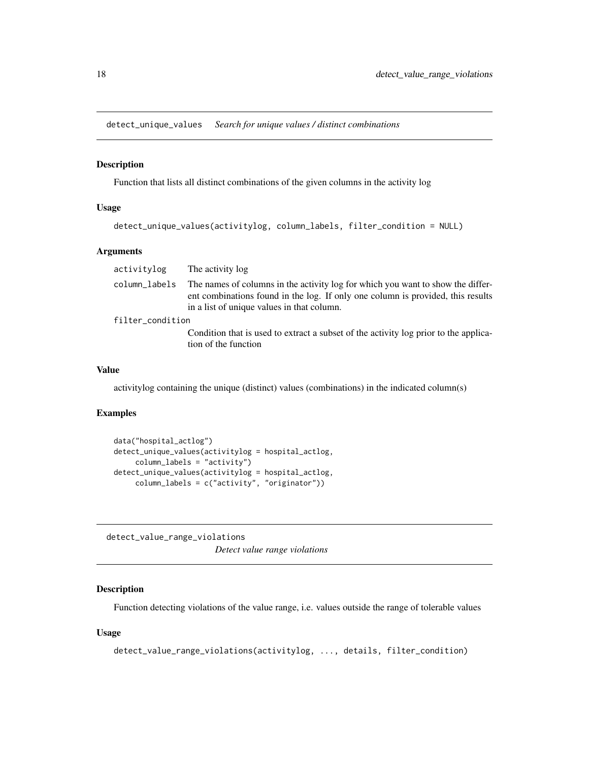## detect_unique_values *Search for unique values / distinct combinations*

### Description

Function that lists all distinct combinations of the given columns in the activity log

### Usage

```
detect_unique_values(activitylog, column_labels, filter_condition = NULL)
```

### Arguments

| | |
|---|---|
| activitylog | The activity log |
| column_labels | The names of columns in the activity log for which you want to show the different combinations found in the log. If only one column is provided, this results in a list of unique values in that column. |
| filter_condition | Condition that is used to extract a subset of the activity log prior to the application of the function |

### Value

activitylog containing the unique (distinct) values (combinations) in the indicated column(s)

### Examples

```
data("hospital_actlog")
detect_unique_values(activitylog = hospital_actlog,
     column_labels = "activity")
detect_unique_values(activitylog = hospital_actlog,
     column_labels = c("activity", "originator"))
```

## detect_value_range_violations *Detect value range violations*

### Description

Function detecting violations of the value range, i.e. values outside the range of tolerable values

### Usage

```
detect_value_range_violations(activitylog, ..., details, filter_condition)
```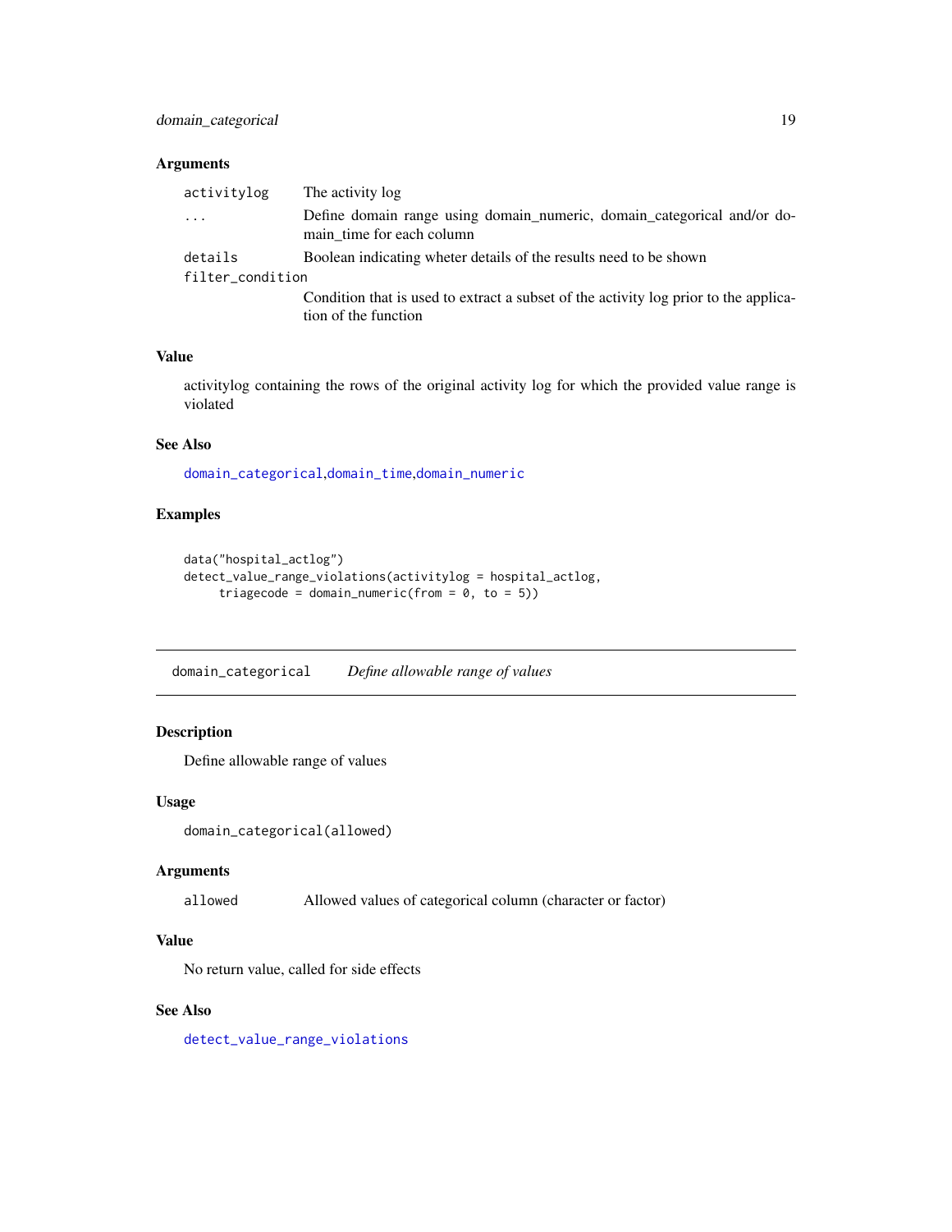### Arguments

| | |
|---|---|
| `activitylog` | The activity log |
| `...` | Define domain range using domain_numeric, domain_categorical and/or domain_time for each column |
| `details` | Boolean indicating wheter details of the results need to be shown |
| `filter_condition` | Condition that is used to extract a subset of the activity log prior to the application of the function |

### Value

activitylog containing the rows of the original activity log for which the provided value range is violated

### See Also

domain_categorical,domain_time,domain_numeric

### Examples

```
data("hospital_actlog")
detect_value_range_violations(activitylog = hospital_actlog,
     triagecode = domain_numeric(from = 0, to = 5))
```

---

## domain_categorical    *Define allowable range of values*

### Description

Define allowable range of values

### Usage

```
domain_categorical(allowed)
```

### Arguments

| | |
|---|---|
| `allowed` | Allowed values of categorical column (character or factor) |

### Value

No return value, called for side effects

### See Also

detect_value_range_violations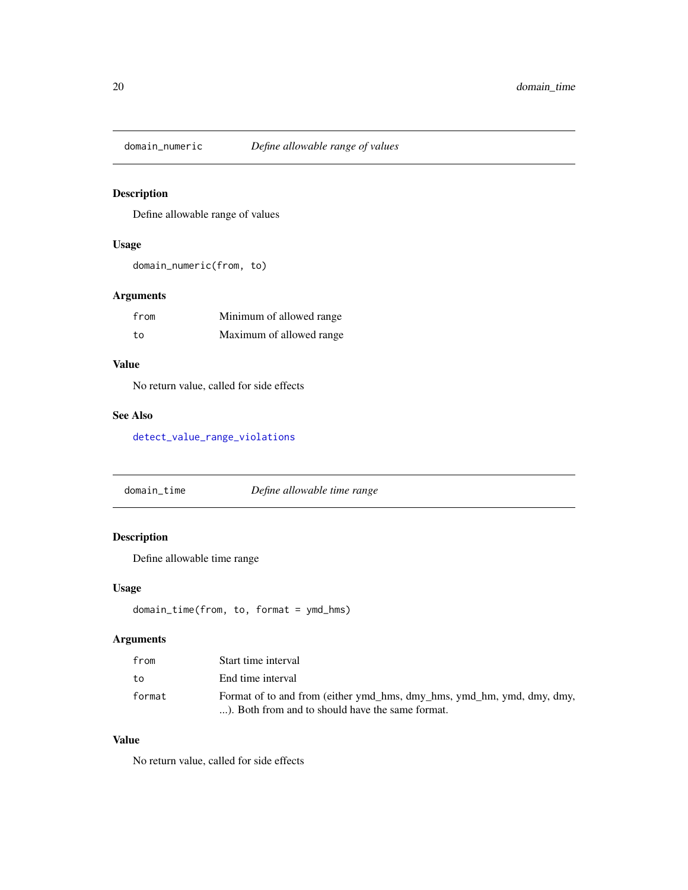## domain_numeric — *Define allowable range of values*

### Description

Define allowable range of values

### Usage

```
domain_numeric(from, to)
```

### Arguments

| | |
|---|---|
| from | Minimum of allowed range |
| to | Maximum of allowed range |

### Value

No return value, called for side effects

### See Also

detect_value_range_violations

## domain_time — *Define allowable time range*

### Description

Define allowable time range

### Usage

```
domain_time(from, to, format = ymd_hms)
```

### Arguments

| | |
|---|---|
| from | Start time interval |
| to | End time interval |
| format | Format of to and from (either ymd_hms, dmy_hms, ymd_hm, ymd, dmy, dmy, ...). Both from and to should have the same format. |

### Value

No return value, called for side effects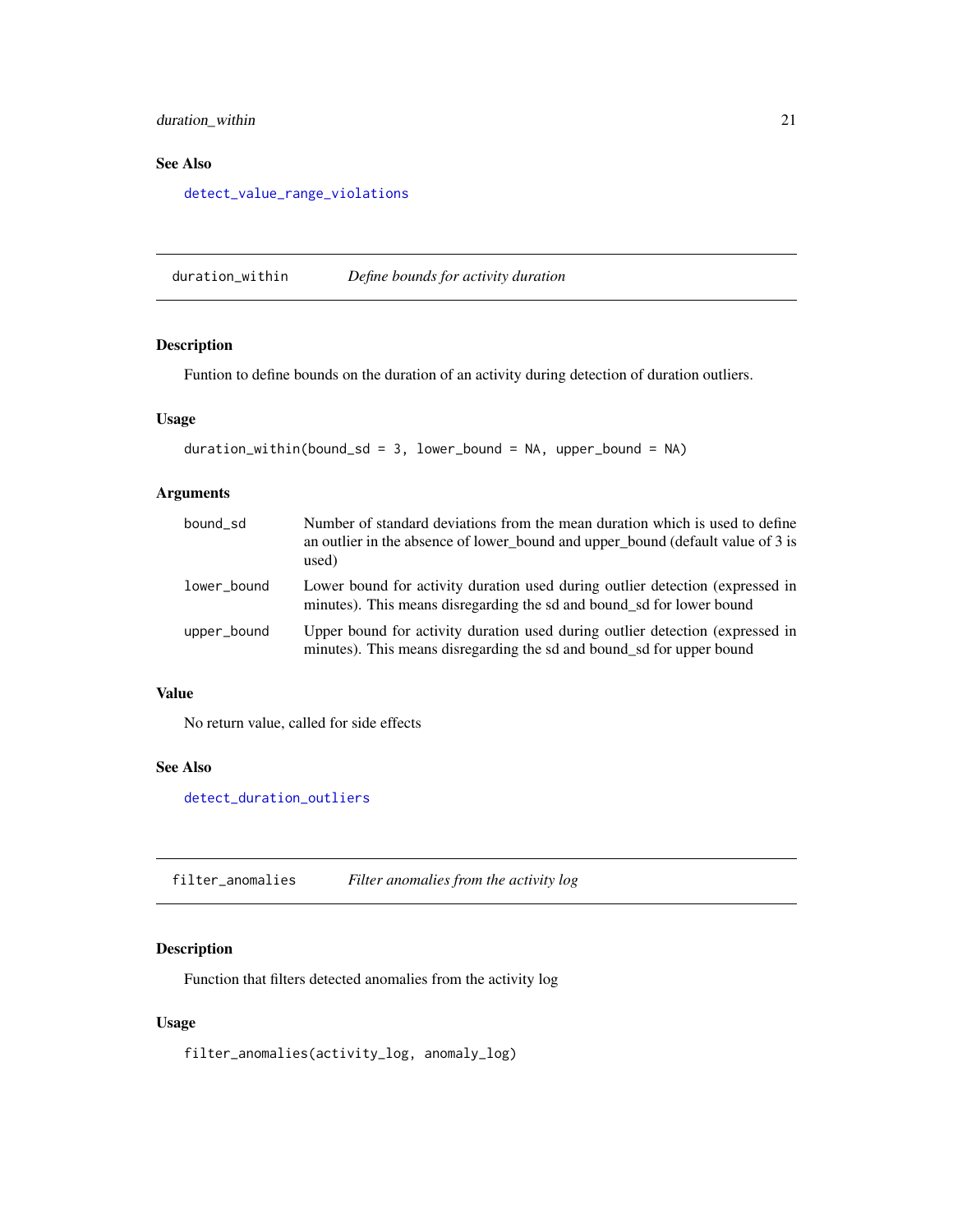### See Also

detect_value_range_violations

## duration_within — *Define bounds for activity duration*

### Description

Funtion to define bounds on the duration of an activity during detection of duration outliers.

### Usage

```
duration_within(bound_sd = 3, lower_bound = NA, upper_bound = NA)
```

### Arguments

| | |
|---|---|
| bound_sd | Number of standard deviations from the mean duration which is used to define an outlier in the absence of lower_bound and upper_bound (default value of 3 is used) |
| lower_bound | Lower bound for activity duration used during outlier detection (expressed in minutes). This means disregarding the sd and bound_sd for lower bound |
| upper_bound | Upper bound for activity duration used during outlier detection (expressed in minutes). This means disregarding the sd and bound_sd for upper bound |

### Value

No return value, called for side effects

### See Also

detect_duration_outliers

## filter_anomalies — *Filter anomalies from the activity log*

### Description

Function that filters detected anomalies from the activity log

### Usage

```
filter_anomalies(activity_log, anomaly_log)
```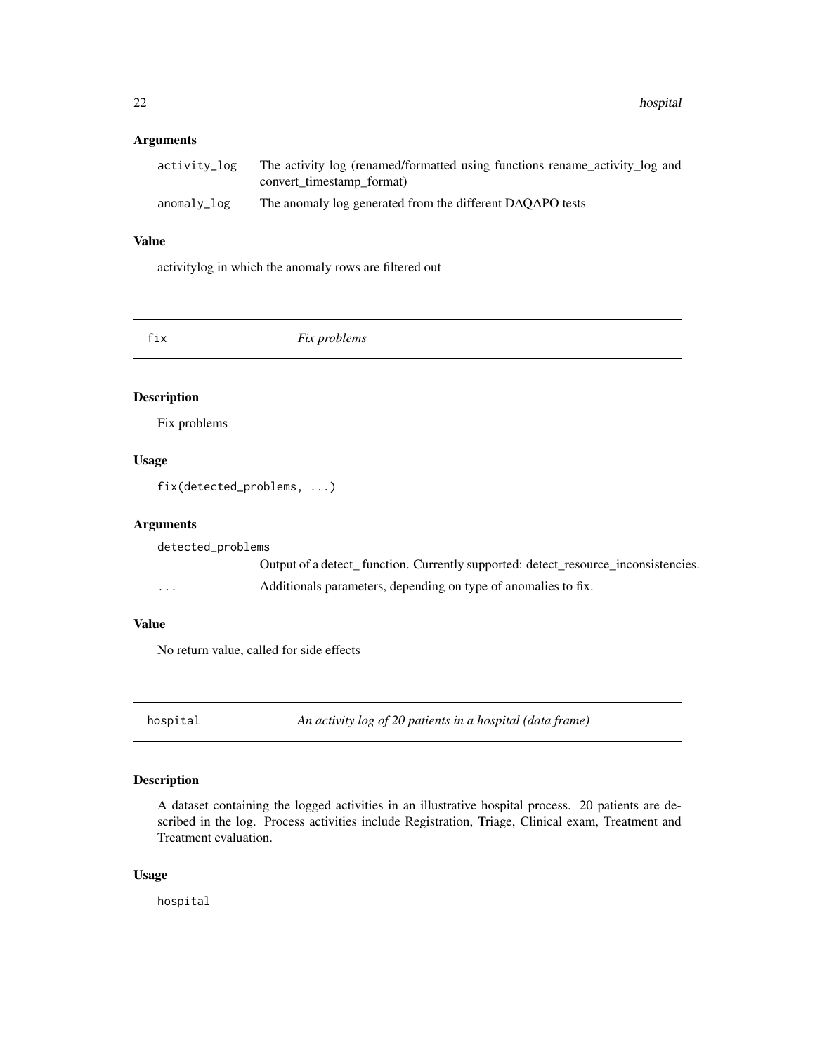### Arguments

| | |
|---|---|
| `activity_log` | The activity log (renamed/formatted using functions rename_activity_log and convert_timestamp_format) |
| `anomaly_log` | The anomaly log generated from the different DAQAPO tests |

### Value

activitylog in which the anomaly rows are filtered out

## fix — *Fix problems*

### Description

Fix problems

### Usage

```
fix(detected_problems, ...)
```

### Arguments

| | |
|---|---|
| `detected_problems` | Output of a detect_ function. Currently supported: detect_resource_inconsistencies. |
| `...` | Additionals parameters, depending on type of anomalies to fix. |

### Value

No return value, called for side effects

## hospital — *An activity log of 20 patients in a hospital (data frame)*

### Description

A dataset containing the logged activities in an illustrative hospital process. 20 patients are described in the log. Process activities include Registration, Triage, Clinical exam, Treatment and Treatment evaluation.

### Usage

```
hospital
```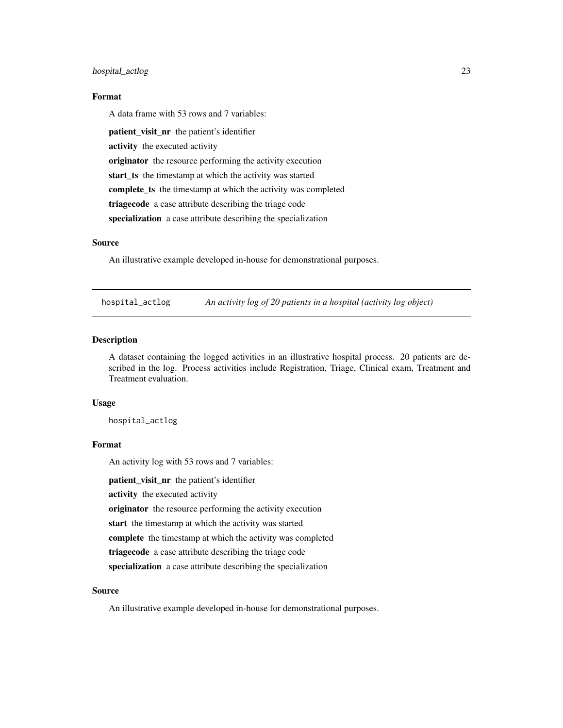### Format

A data frame with 53 rows and 7 variables:

**patient_visit_nr** the patient's identifier

**activity** the executed activity

**originator** the resource performing the activity execution

**start_ts** the timestamp at which the activity was started

**complete_ts** the timestamp at which the activity was completed

**triagecode** a case attribute describing the triage code

**specialization** a case attribute describing the specialization

### Source

An illustrative example developed in-house for demonstrational purposes.

---

## hospital_actlog *An activity log of 20 patients in a hospital (activity log object)*

---

### Description

A dataset containing the logged activities in an illustrative hospital process. 20 patients are described in the log. Process activities include Registration, Triage, Clinical exam, Treatment and Treatment evaluation.

### Usage

```
hospital_actlog
```

### Format

An activity log with 53 rows and 7 variables:

**patient_visit_nr** the patient's identifier

**activity** the executed activity

**originator** the resource performing the activity execution

**start** the timestamp at which the activity was started

**complete** the timestamp at which the activity was completed

**triagecode** a case attribute describing the triage code

**specialization** a case attribute describing the specialization

### Source

An illustrative example developed in-house for demonstrational purposes.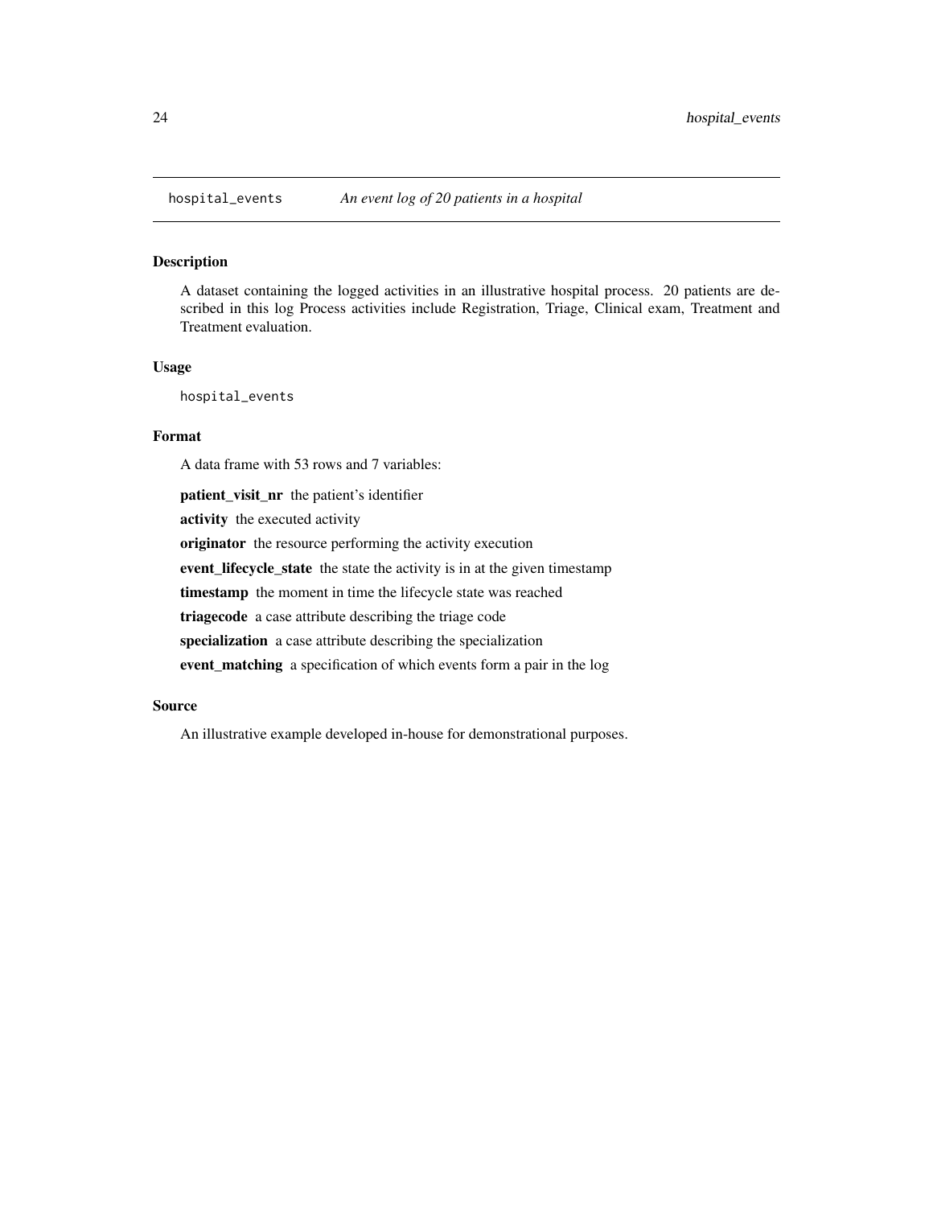`hospital_events` *An event log of 20 patients in a hospital*

### Description

A dataset containing the logged activities in an illustrative hospital process. 20 patients are described in this log Process activities include Registration, Triage, Clinical exam, Treatment and Treatment evaluation.

### Usage

```
hospital_events
```

### Format

A data frame with 53 rows and 7 variables:

**patient_visit_nr** the patient's identifier

**activity** the executed activity

**originator** the resource performing the activity execution

**event_lifecycle_state** the state the activity is in at the given timestamp

**timestamp** the moment in time the lifecycle state was reached

**triagecode** a case attribute describing the triage code

**specialization** a case attribute describing the specialization

**event_matching** a specification of which events form a pair in the log

### Source

An illustrative example developed in-house for demonstrational purposes.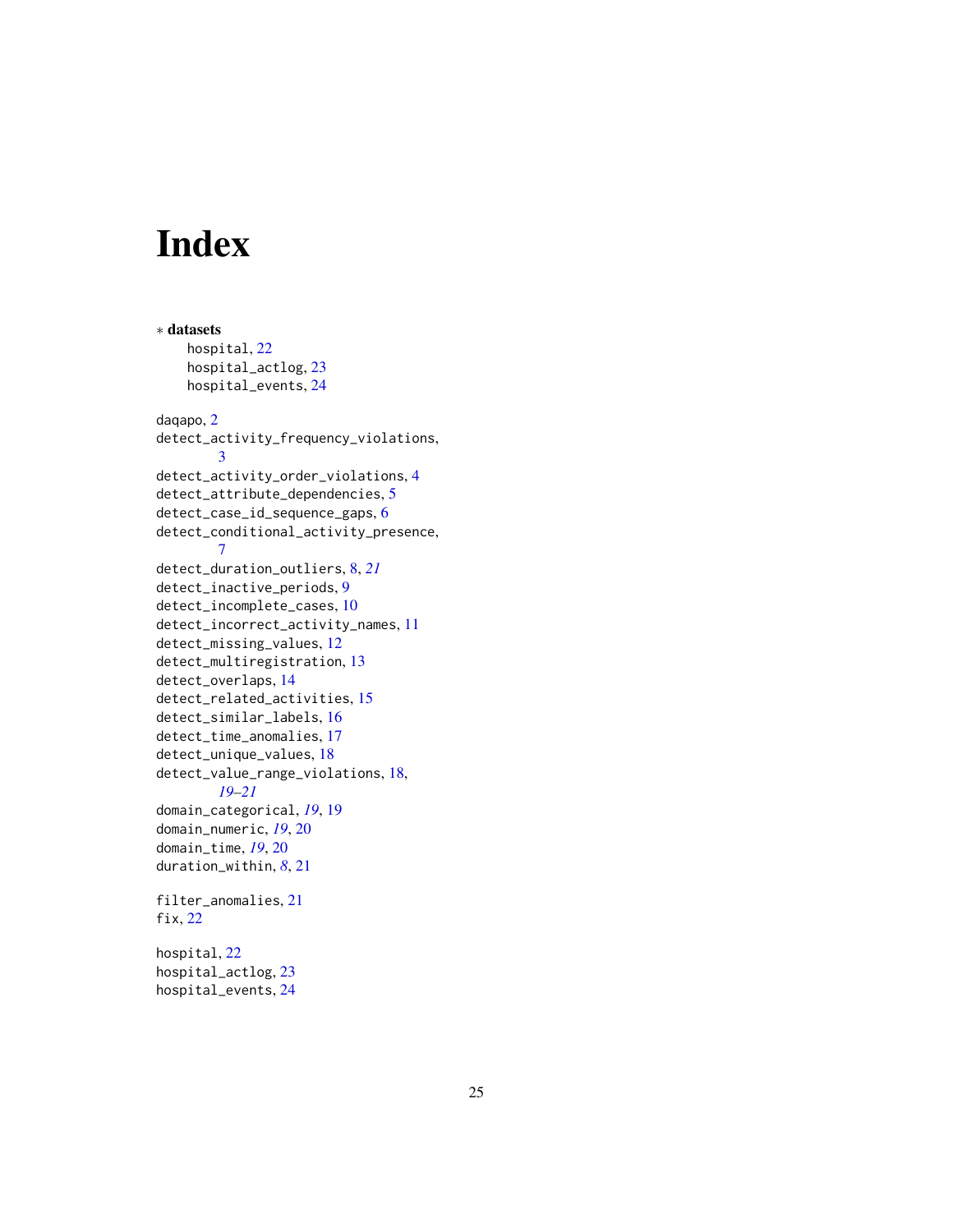# Index

∗ **datasets**
  hospital, 22
  hospital_actlog, 23
  hospital_events, 24

daqapo, 2
detect_activity_frequency_violations, 3
detect_activity_order_violations, 4
detect_attribute_dependencies, 5
detect_case_id_sequence_gaps, 6
detect_conditional_activity_presence, 7
detect_duration_outliers, 8, *21*
detect_inactive_periods, 9
detect_incomplete_cases, 10
detect_incorrect_activity_names, 11
detect_missing_values, 12
detect_multiregistration, 13
detect_overlaps, 14
detect_related_activities, 15
detect_similar_labels, 16
detect_time_anomalies, 17
detect_unique_values, 18
detect_value_range_violations, 18, *19–21*
domain_categorical, *19*, 19
domain_numeric, *19*, 20
domain_time, *19*, 20
duration_within, *8*, 21

filter_anomalies, 21
fix, 22

hospital, 22
hospital_actlog, 23
hospital_events, 24